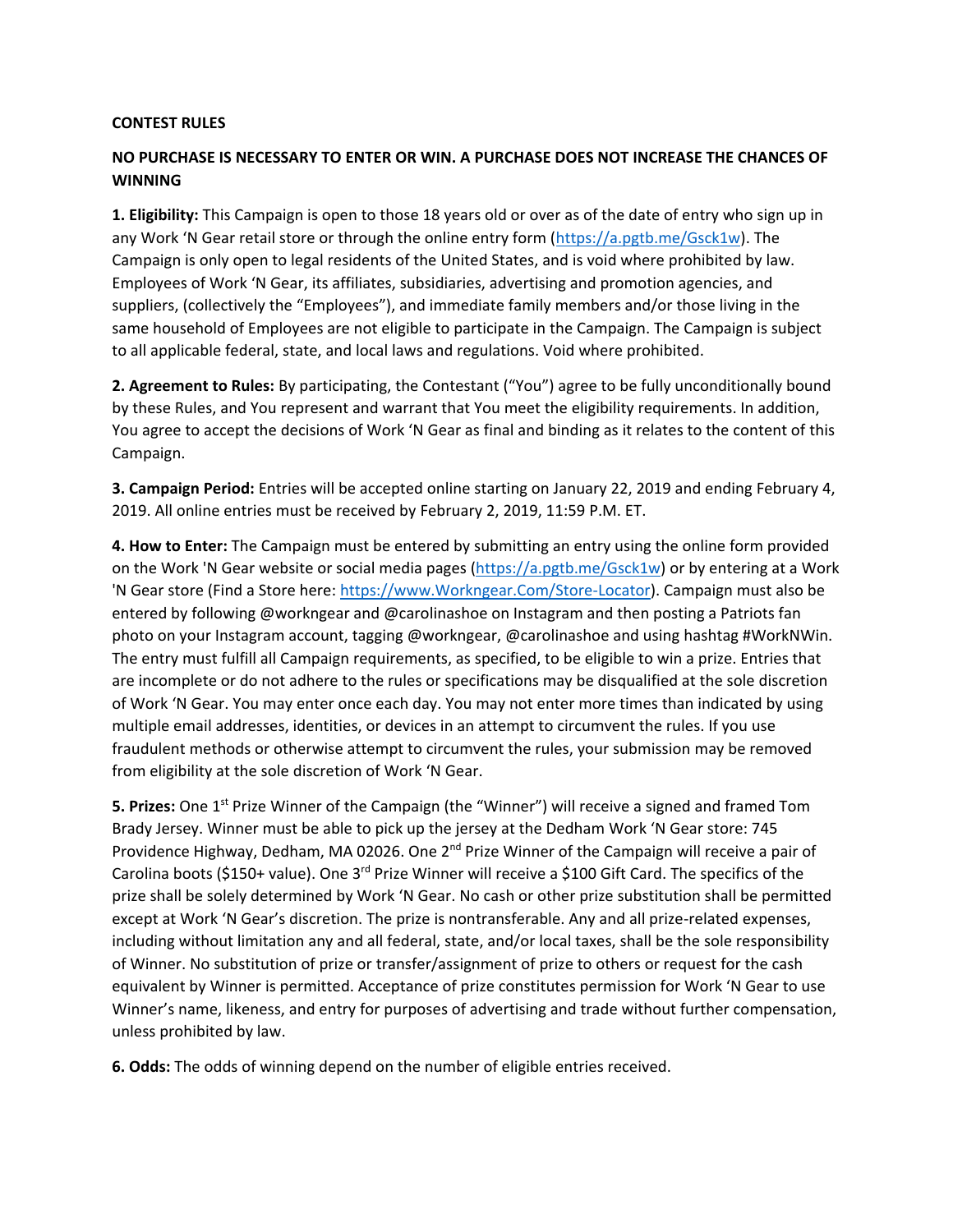**CONTEST RULES**

**NO PURCHASE IS NECESSARY TO ENTER OR WIN. A PURCHASE DOES NOT INCREASE THE CHANCES OF WINNING**

**1. Eligibility:** This Campaign is open to those 18 years old or over as of the date of entry who sign up in any Work 'N Gear retail store or through the online entry form (https://a.pgtb.me/Gsck1w). The Campaign is only open to legal residents of the United States, and is void where prohibited by law. Employees of Work 'N Gear, its affiliates, subsidiaries, advertising and promotion agencies, and suppliers, (collectively the "Employees"), and immediate family members and/or those living in the same household of Employees are not eligible to participate in the Campaign. The Campaign is subject to all applicable federal, state, and local laws and regulations. Void where prohibited.

**2. Agreement to Rules:** By participating, the Contestant ("You") agree to be fully unconditionally bound by these Rules, and You represent and warrant that You meet the eligibility requirements. In addition, You agree to accept the decisions of Work 'N Gear as final and binding as it relates to the content of this Campaign.

**3. Campaign Period:** Entries will be accepted online starting on January 22, 2019 and ending February 4, 2019. All online entries must be received by February 2, 2019, 11:59 P.M. ET.

**4. How to Enter:** The Campaign must be entered by submitting an entry using the online form provided on the Work 'N Gear website or social media pages (https://a.pgtb.me/Gsck1w) or by entering at a Work 'N Gear store (Find a Store here: https://www.Workngear.Com/Store-Locator). Campaign must also be entered by following @workngear and @carolinashoe on Instagram and then posting a Patriots fan photo on your Instagram account, tagging @workngear, @carolinashoe and using hashtag #WorkNWin. The entry must fulfill all Campaign requirements, as specified, to be eligible to win a prize. Entries that are incomplete or do not adhere to the rules or specifications may be disqualified at the sole discretion of Work 'N Gear. You may enter once each day. You may not enter more times than indicated by using multiple email addresses, identities, or devices in an attempt to circumvent the rules. If you use fraudulent methods or otherwise attempt to circumvent the rules, your submission may be removed from eligibility at the sole discretion of Work 'N Gear.

**5. Prizes:** One 1st Prize Winner of the Campaign (the "Winner") will receive a signed and framed Tom Brady Jersey. Winner must be able to pick up the jersey at the Dedham Work 'N Gear store: 745 Providence Highway, Dedham, MA 02026. One 2nd Prize Winner of the Campaign will receive a pair of Carolina boots ($150+ value). One 3rd Prize Winner will receive a $100 Gift Card. The specifics of the prize shall be solely determined by Work 'N Gear. No cash or other prize substitution shall be permitted except at Work 'N Gear's discretion. The prize is nontransferable. Any and all prize-related expenses, including without limitation any and all federal, state, and/or local taxes, shall be the sole responsibility of Winner. No substitution of prize or transfer/assignment of prize to others or request for the cash equivalent by Winner is permitted. Acceptance of prize constitutes permission for Work 'N Gear to use Winner's name, likeness, and entry for purposes of advertising and trade without further compensation, unless prohibited by law.

**6. Odds:** The odds of winning depend on the number of eligible entries received.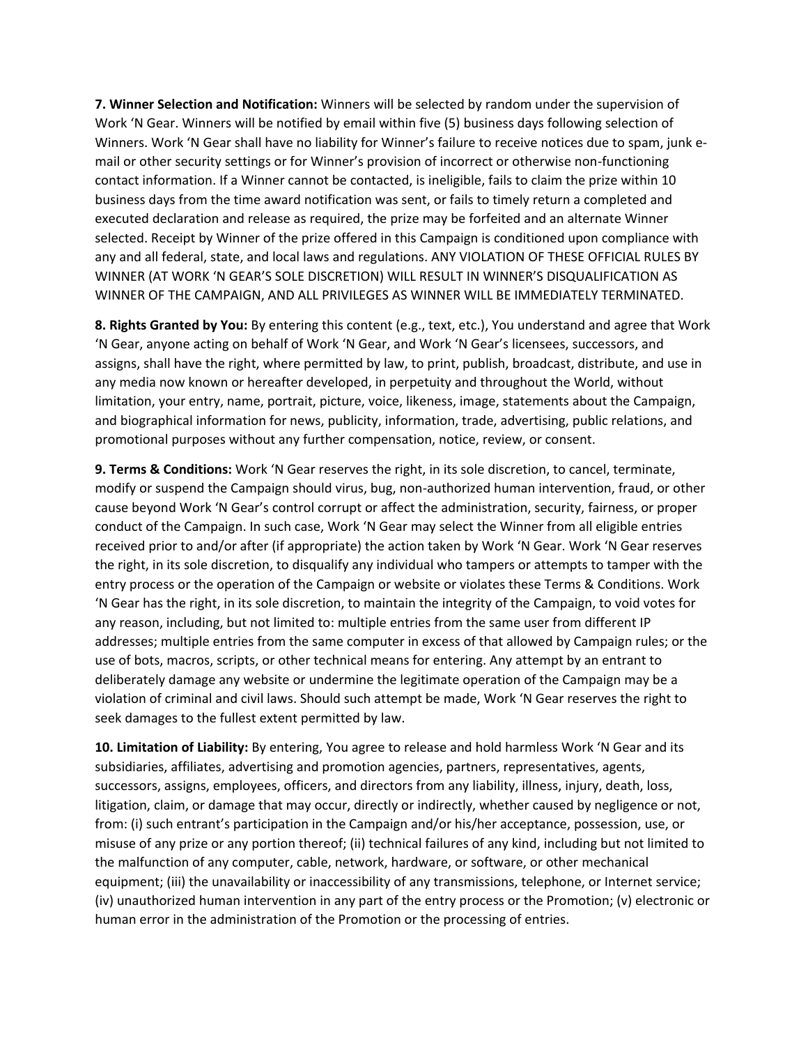**7. Winner Selection and Notification:** Winners will be selected by random under the supervision of Work 'N Gear. Winners will be notified by email within five (5) business days following selection of Winners. Work 'N Gear shall have no liability for Winner's failure to receive notices due to spam, junk e-mail or other security settings or for Winner's provision of incorrect or otherwise non-functioning contact information. If a Winner cannot be contacted, is ineligible, fails to claim the prize within 10 business days from the time award notification was sent, or fails to timely return a completed and executed declaration and release as required, the prize may be forfeited and an alternate Winner selected. Receipt by Winner of the prize offered in this Campaign is conditioned upon compliance with any and all federal, state, and local laws and regulations. ANY VIOLATION OF THESE OFFICIAL RULES BY WINNER (AT WORK 'N GEAR'S SOLE DISCRETION) WILL RESULT IN WINNER'S DISQUALIFICATION AS WINNER OF THE CAMPAIGN, AND ALL PRIVILEGES AS WINNER WILL BE IMMEDIATELY TERMINATED.

**8. Rights Granted by You:** By entering this content (e.g., text, etc.), You understand and agree that Work 'N Gear, anyone acting on behalf of Work 'N Gear, and Work 'N Gear's licensees, successors, and assigns, shall have the right, where permitted by law, to print, publish, broadcast, distribute, and use in any media now known or hereafter developed, in perpetuity and throughout the World, without limitation, your entry, name, portrait, picture, voice, likeness, image, statements about the Campaign, and biographical information for news, publicity, information, trade, advertising, public relations, and promotional purposes without any further compensation, notice, review, or consent.

**9. Terms & Conditions:** Work 'N Gear reserves the right, in its sole discretion, to cancel, terminate, modify or suspend the Campaign should virus, bug, non-authorized human intervention, fraud, or other cause beyond Work 'N Gear's control corrupt or affect the administration, security, fairness, or proper conduct of the Campaign. In such case, Work 'N Gear may select the Winner from all eligible entries received prior to and/or after (if appropriate) the action taken by Work 'N Gear. Work 'N Gear reserves the right, in its sole discretion, to disqualify any individual who tampers or attempts to tamper with the entry process or the operation of the Campaign or website or violates these Terms & Conditions. Work 'N Gear has the right, in its sole discretion, to maintain the integrity of the Campaign, to void votes for any reason, including, but not limited to: multiple entries from the same user from different IP addresses; multiple entries from the same computer in excess of that allowed by Campaign rules; or the use of bots, macros, scripts, or other technical means for entering. Any attempt by an entrant to deliberately damage any website or undermine the legitimate operation of the Campaign may be a violation of criminal and civil laws. Should such attempt be made, Work 'N Gear reserves the right to seek damages to the fullest extent permitted by law.

**10. Limitation of Liability:** By entering, You agree to release and hold harmless Work 'N Gear and its subsidiaries, affiliates, advertising and promotion agencies, partners, representatives, agents, successors, assigns, employees, officers, and directors from any liability, illness, injury, death, loss, litigation, claim, or damage that may occur, directly or indirectly, whether caused by negligence or not, from: (i) such entrant's participation in the Campaign and/or his/her acceptance, possession, use, or misuse of any prize or any portion thereof; (ii) technical failures of any kind, including but not limited to the malfunction of any computer, cable, network, hardware, or software, or other mechanical equipment; (iii) the unavailability or inaccessibility of any transmissions, telephone, or Internet service; (iv) unauthorized human intervention in any part of the entry process or the Promotion; (v) electronic or human error in the administration of the Promotion or the processing of entries.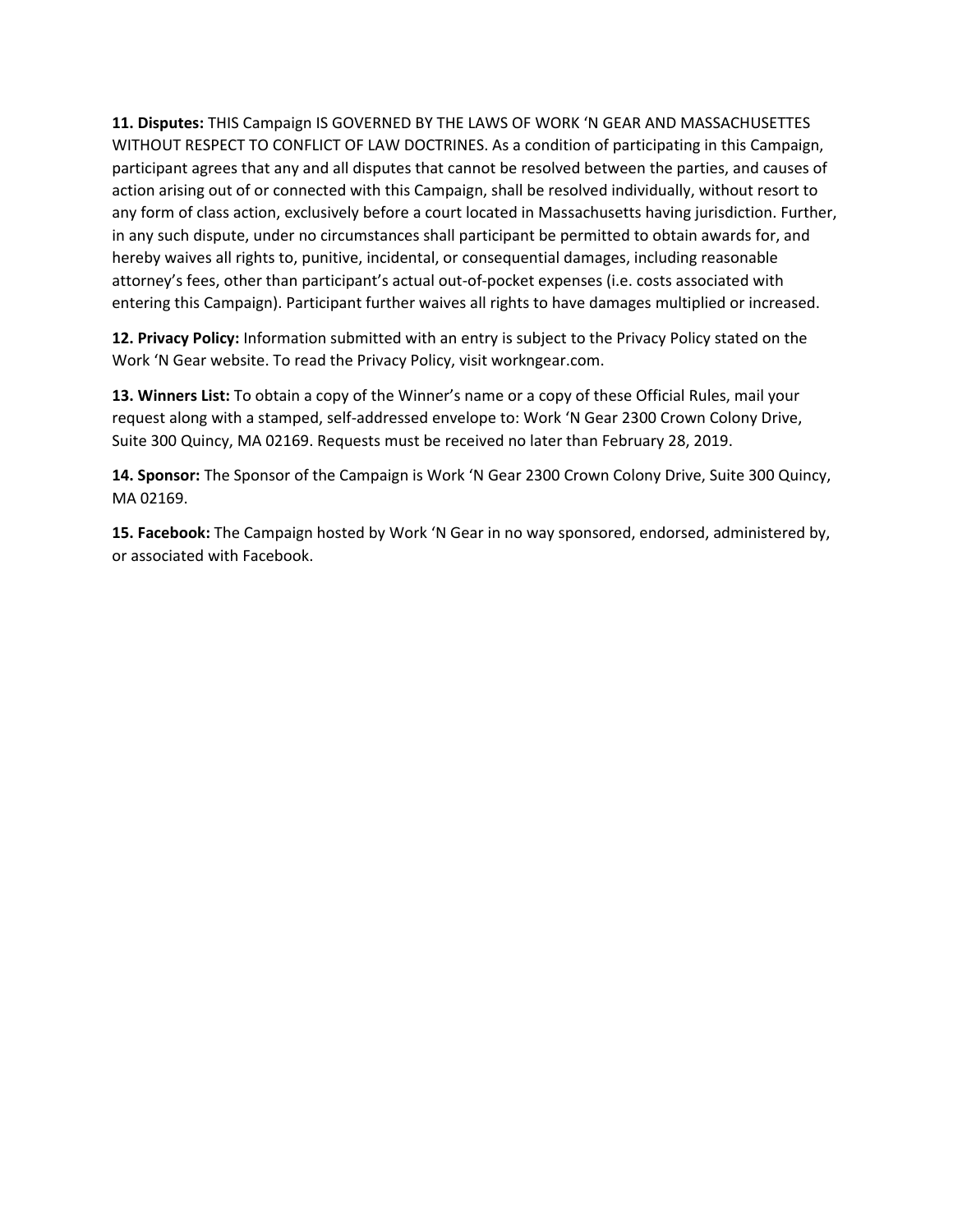**11. Disputes:** THIS Campaign IS GOVERNED BY THE LAWS OF WORK 'N GEAR AND MASSACHUSETTES WITHOUT RESPECT TO CONFLICT OF LAW DOCTRINES. As a condition of participating in this Campaign, participant agrees that any and all disputes that cannot be resolved between the parties, and causes of action arising out of or connected with this Campaign, shall be resolved individually, without resort to any form of class action, exclusively before a court located in Massachusetts having jurisdiction. Further, in any such dispute, under no circumstances shall participant be permitted to obtain awards for, and hereby waives all rights to, punitive, incidental, or consequential damages, including reasonable attorney's fees, other than participant's actual out-of-pocket expenses (i.e. costs associated with entering this Campaign). Participant further waives all rights to have damages multiplied or increased.

**12. Privacy Policy:** Information submitted with an entry is subject to the Privacy Policy stated on the Work 'N Gear website. To read the Privacy Policy, visit workngear.com.

**13. Winners List:** To obtain a copy of the Winner's name or a copy of these Official Rules, mail your request along with a stamped, self-addressed envelope to: Work 'N Gear 2300 Crown Colony Drive, Suite 300 Quincy, MA 02169. Requests must be received no later than February 28, 2019.

**14. Sponsor:** The Sponsor of the Campaign is Work 'N Gear 2300 Crown Colony Drive, Suite 300 Quincy, MA 02169.

**15. Facebook:** The Campaign hosted by Work 'N Gear in no way sponsored, endorsed, administered by, or associated with Facebook.